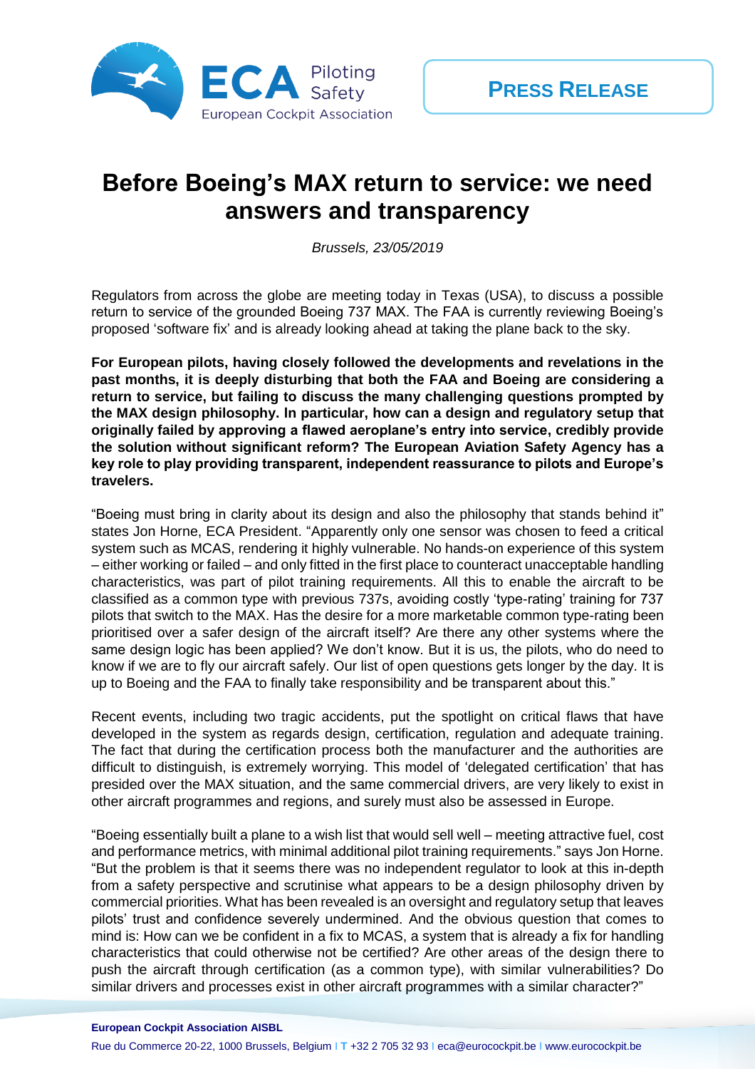**ECA** Piloting Safety
European Cockpit Association

**PRESS RELEASE**

# Before Boeing's MAX return to service: we need answers and transparency

*Brussels, 23/05/2019*

Regulators from across the globe are meeting today in Texas (USA), to discuss a possible return to service of the grounded Boeing 737 MAX. The FAA is currently reviewing Boeing's proposed 'software fix' and is already looking ahead at taking the plane back to the sky.

**For European pilots, having closely followed the developments and revelations in the past months, it is deeply disturbing that both the FAA and Boeing are considering a return to service, but failing to discuss the many challenging questions prompted by the MAX design philosophy. In particular, how can a design and regulatory setup that originally failed by approving a flawed aeroplane's entry into service, credibly provide the solution without significant reform? The European Aviation Safety Agency has a key role to play providing transparent, independent reassurance to pilots and Europe's travelers.**

"Boeing must bring in clarity about its design and also the philosophy that stands behind it" states Jon Horne, ECA President. "Apparently only one sensor was chosen to feed a critical system such as MCAS, rendering it highly vulnerable. No hands-on experience of this system – either working or failed – and only fitted in the first place to counteract unacceptable handling characteristics, was part of pilot training requirements. All this to enable the aircraft to be classified as a common type with previous 737s, avoiding costly 'type-rating' training for 737 pilots that switch to the MAX. Has the desire for a more marketable common type-rating been prioritised over a safer design of the aircraft itself? Are there any other systems where the same design logic has been applied? We don't know. But it is us, the pilots, who do need to know if we are to fly our aircraft safely. Our list of open questions gets longer by the day. It is up to Boeing and the FAA to finally take responsibility and be transparent about this."

Recent events, including two tragic accidents, put the spotlight on critical flaws that have developed in the system as regards design, certification, regulation and adequate training. The fact that during the certification process both the manufacturer and the authorities are difficult to distinguish, is extremely worrying. This model of 'delegated certification' that has presided over the MAX situation, and the same commercial drivers, are very likely to exist in other aircraft programmes and regions, and surely must also be assessed in Europe.

"Boeing essentially built a plane to a wish list that would sell well – meeting attractive fuel, cost and performance metrics, with minimal additional pilot training requirements." says Jon Horne. "But the problem is that it seems there was no independent regulator to look at this in-depth from a safety perspective and scrutinise what appears to be a design philosophy driven by commercial priorities. What has been revealed is an oversight and regulatory setup that leaves pilots' trust and confidence severely undermined. And the obvious question that comes to mind is: How can we be confident in a fix to MCAS, a system that is already a fix for handling characteristics that could otherwise not be certified? Are other areas of the design there to push the aircraft through certification (as a common type), with similar vulnerabilities? Do similar drivers and processes exist in other aircraft programmes with a similar character?"

**European Cockpit Association AISBL**
Rue du Commerce 20-22, 1000 Brussels, Belgium I T +32 2 705 32 93 I eca@eurocockpit.be I www.eurocockpit.be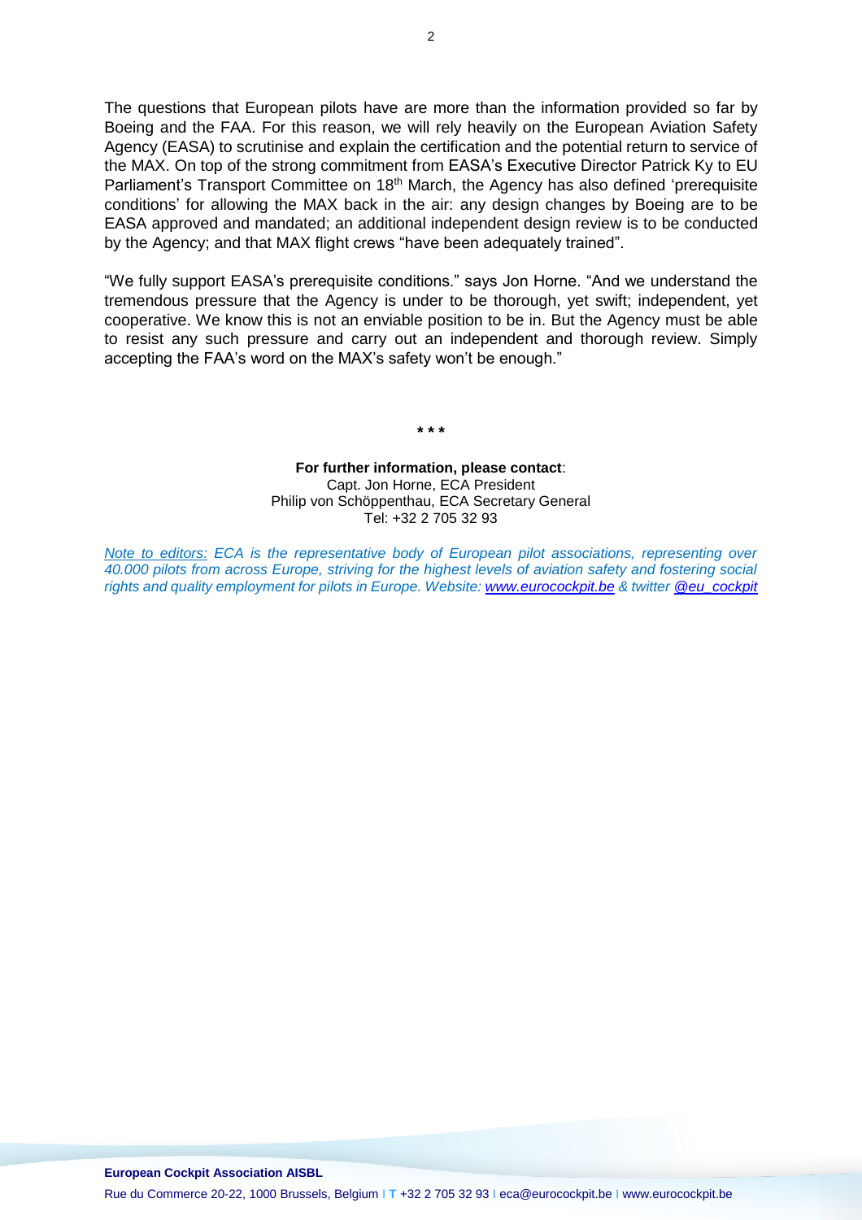The questions that European pilots have are more than the information provided so far by Boeing and the FAA. For this reason, we will rely heavily on the European Aviation Safety Agency (EASA) to scrutinise and explain the certification and the potential return to service of the MAX. On top of the strong commitment from EASA's Executive Director Patrick Ky to EU Parliament's Transport Committee on 18th March, the Agency has also defined 'prerequisite conditions' for allowing the MAX back in the air: any design changes by Boeing are to be EASA approved and mandated; an additional independent design review is to be conducted by the Agency; and that MAX flight crews "have been adequately trained".

"We fully support EASA's prerequisite conditions." says Jon Horne. "And we understand the tremendous pressure that the Agency is under to be thorough, yet swift; independent, yet cooperative. We know this is not an enviable position to be in. But the Agency must be able to resist any such pressure and carry out an independent and thorough review. Simply accepting the FAA's word on the MAX's safety won't be enough."

\* \* \*

**For further information, please contact**:
Capt. Jon Horne, ECA President
Philip von Schöppenthau, ECA Secretary General
Tel: +32 2 705 32 93

*Note to editors: ECA is the representative body of European pilot associations, representing over 40.000 pilots from across Europe, striving for the highest levels of aviation safety and fostering social rights and quality employment for pilots in Europe. Website: www.eurocockpit.be & twitter @eu_cockpit*

**European Cockpit Association AISBL**
Rue du Commerce 20-22, 1000 Brussels, Belgium I T +32 2 705 32 93 I eca@eurocockpit.be I www.eurocockpit.be